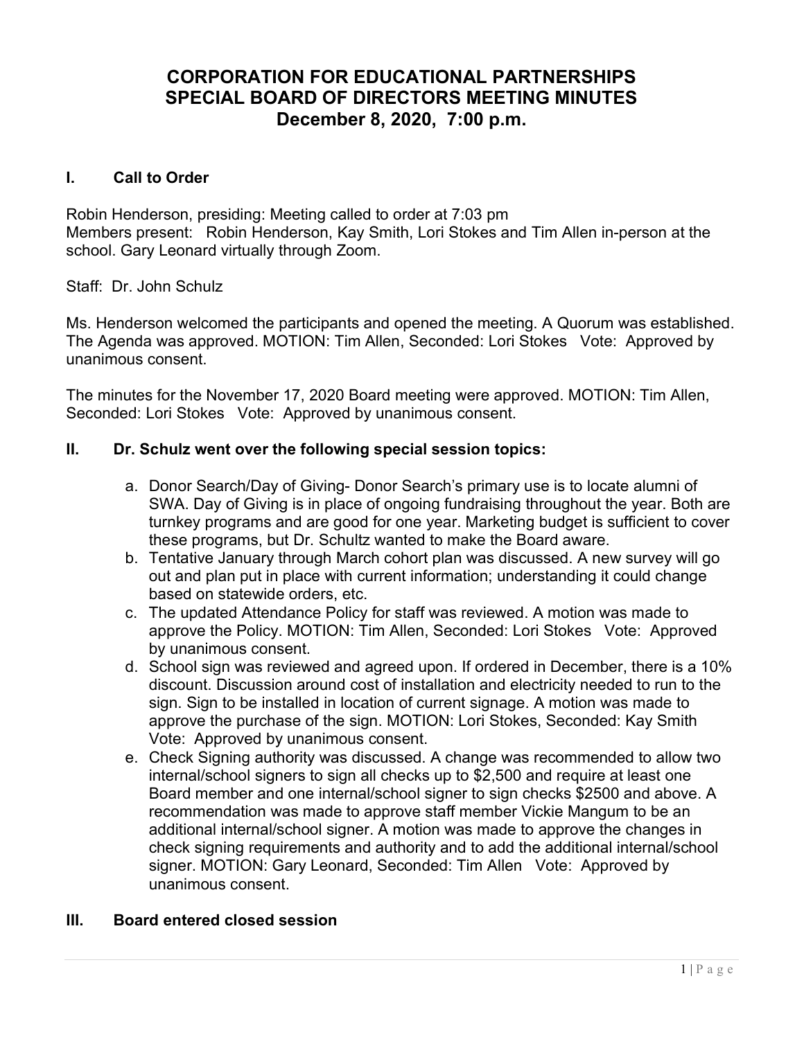# CORPORATION FOR EDUCATIONAL PARTNERSHIPS
# SPECIAL BOARD OF DIRECTORS MEETING MINUTES
# December 8, 2020, 7:00 p.m.

## I. Call to Order

Robin Henderson, presiding: Meeting called to order at 7:03 pm
Members present: Robin Henderson, Kay Smith, Lori Stokes and Tim Allen in-person at the school. Gary Leonard virtually through Zoom.

Staff: Dr. John Schulz

Ms. Henderson welcomed the participants and opened the meeting. A Quorum was established. The Agenda was approved. MOTION: Tim Allen, Seconded: Lori Stokes Vote: Approved by unanimous consent.

The minutes for the November 17, 2020 Board meeting were approved. MOTION: Tim Allen, Seconded: Lori Stokes Vote: Approved by unanimous consent.

## II. Dr. Schulz went over the following special session topics:

a. Donor Search/Day of Giving- Donor Search's primary use is to locate alumni of SWA. Day of Giving is in place of ongoing fundraising throughout the year. Both are turnkey programs and are good for one year. Marketing budget is sufficient to cover these programs, but Dr. Schultz wanted to make the Board aware.
b. Tentative January through March cohort plan was discussed. A new survey will go out and plan put in place with current information; understanding it could change based on statewide orders, etc.
c. The updated Attendance Policy for staff was reviewed. A motion was made to approve the Policy. MOTION: Tim Allen, Seconded: Lori Stokes Vote: Approved by unanimous consent.
d. School sign was reviewed and agreed upon. If ordered in December, there is a 10% discount. Discussion around cost of installation and electricity needed to run to the sign. Sign to be installed in location of current signage. A motion was made to approve the purchase of the sign. MOTION: Lori Stokes, Seconded: Kay Smith Vote: Approved by unanimous consent.
e. Check Signing authority was discussed. A change was recommended to allow two internal/school signers to sign all checks up to $2,500 and require at least one Board member and one internal/school signer to sign checks $2500 and above. A recommendation was made to approve staff member Vickie Mangum to be an additional internal/school signer. A motion was made to approve the changes in check signing requirements and authority and to add the additional internal/school signer. MOTION: Gary Leonard, Seconded: Tim Allen Vote: Approved by unanimous consent.

## III. Board entered closed session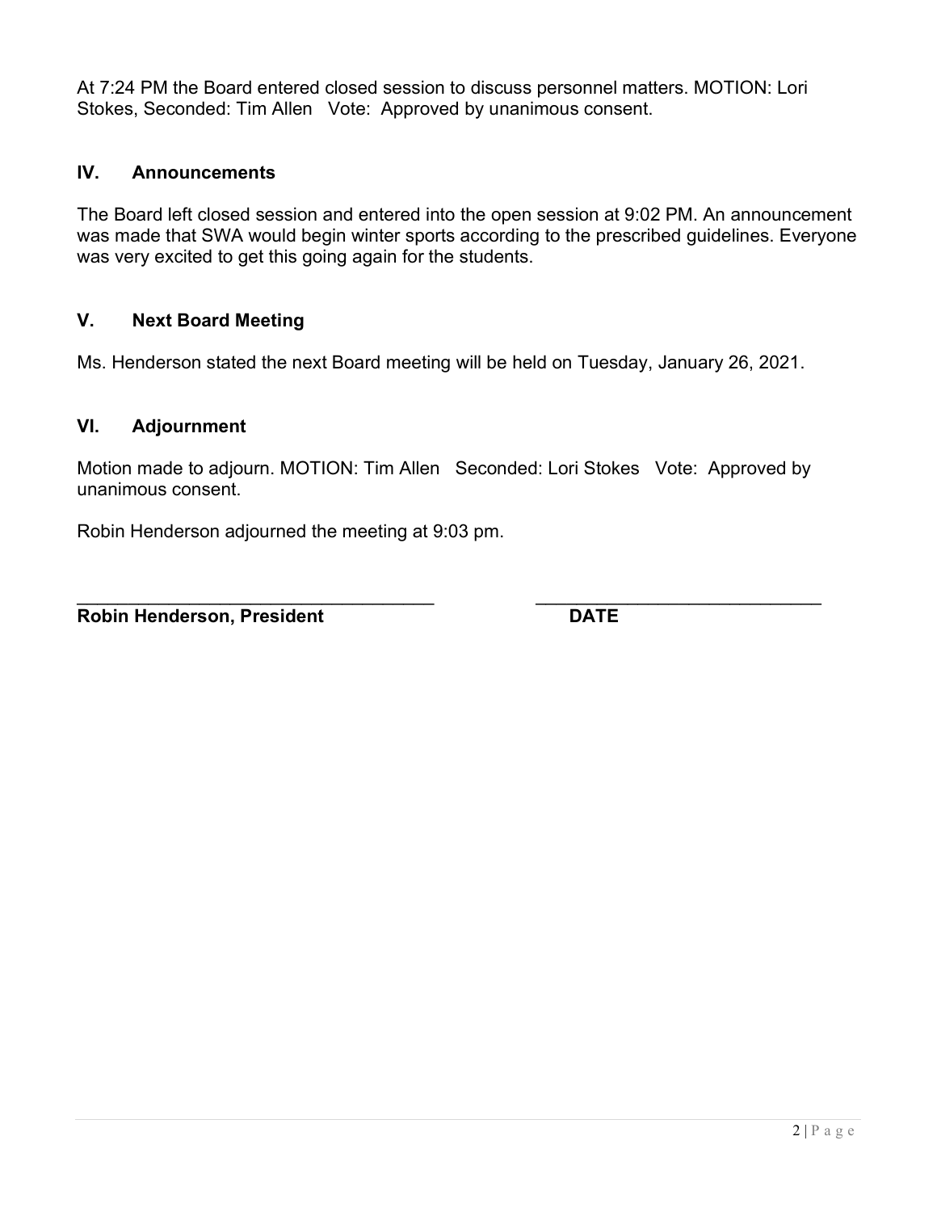At 7:24 PM the Board entered closed session to discuss personnel matters. MOTION: Lori Stokes, Seconded: Tim Allen Vote: Approved by unanimous consent.

## IV. Announcements

The Board left closed session and entered into the open session at 9:02 PM. An announcement was made that SWA would begin winter sports according to the prescribed guidelines. Everyone was very excited to get this going again for the students.

## V. Next Board Meeting

Ms. Henderson stated the next Board meeting will be held on Tuesday, January 26, 2021.

## VI. Adjournment

Motion made to adjourn. MOTION: Tim Allen Seconded: Lori Stokes Vote: Approved by unanimous consent.

Robin Henderson adjourned the meeting at 9:03 pm.

\_\_\_\_\_\_\_\_\_\_\_\_\_\_\_\_\_\_\_\_\_\_\_\_\_\_\_\_\_\_\_\_\_\_\_\_ \_\_\_\_\_\_\_\_\_\_\_\_\_\_\_\_\_\_\_\_\_\_\_\_\_\_\_\_\_\_\_

**Robin Henderson, President** **DATE**